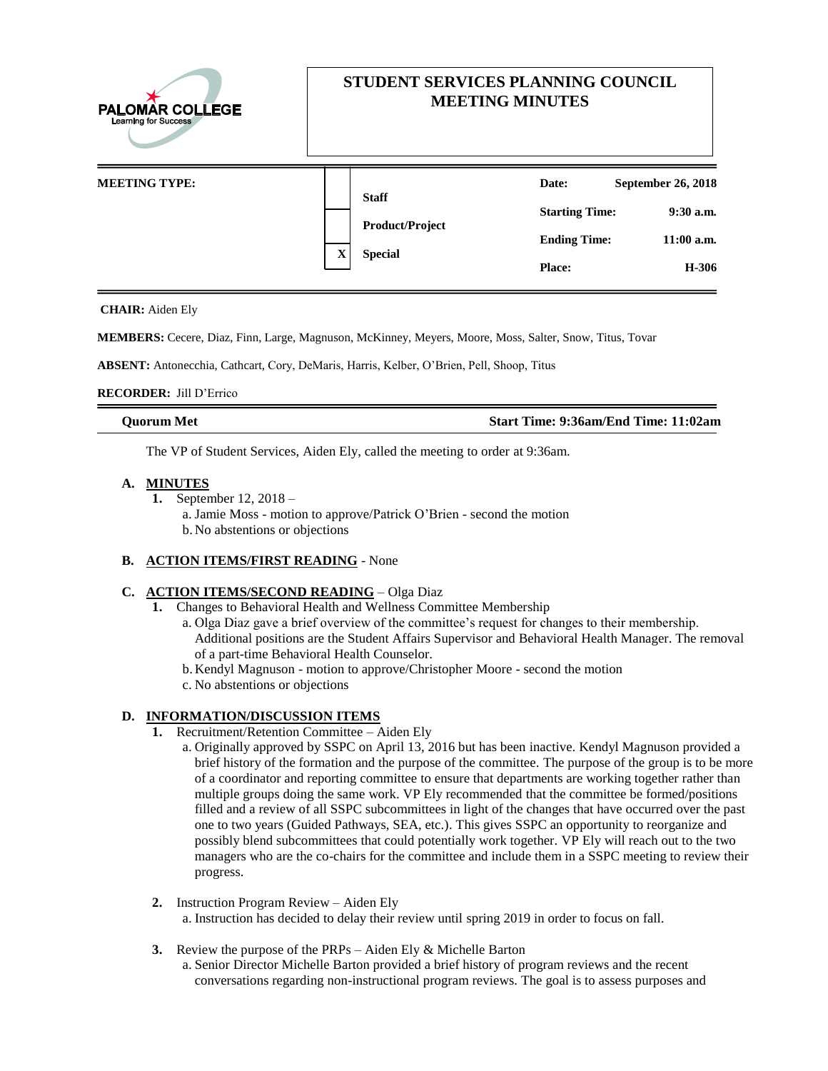PALOMAR COLLEGE
Learning for Success

# STUDENT SERVICES PLANNING COUNCIL MEETING MINUTES

| MEETING TYPE: | | | | |
|---|---|---|---|---|
| | | Staff | Date: | September 26, 2018 |
| | | Product/Project | Starting Time: | 9:30 a.m. |
| | X | Special | Ending Time: | 11:00 a.m. |
| | | | Place: | H-306 |

**CHAIR:** Aiden Ely

**MEMBERS:** Cecere, Diaz, Finn, Large, Magnuson, McKinney, Meyers, Moore, Moss, Salter, Snow, Titus, Tovar

**ABSENT:** Antonecchia, Cathcart, Cory, DeMaris, Harris, Kelber, O'Brien, Pell, Shoop, Titus

**RECORDER:** Jill D'Errico

**Quorum Met** **Start Time: 9:36am/End Time: 11:02am**

The VP of Student Services, Aiden Ely, called the meeting to order at 9:36am.

**A. MINUTES**

1. September 12, 2018 –
   a. Jamie Moss - motion to approve/Patrick O'Brien - second the motion
   b. No abstentions or objections

**B. ACTION ITEMS/FIRST READING** - None

**C. ACTION ITEMS/SECOND READING** – Olga Diaz

1. Changes to Behavioral Health and Wellness Committee Membership
   a. Olga Diaz gave a brief overview of the committee's request for changes to their membership. Additional positions are the Student Affairs Supervisor and Behavioral Health Manager. The removal of a part-time Behavioral Health Counselor.
   b. Kendyl Magnuson - motion to approve/Christopher Moore - second the motion
   c. No abstentions or objections

**D. INFORMATION/DISCUSSION ITEMS**

1. Recruitment/Retention Committee – Aiden Ely
   a. Originally approved by SSPC on April 13, 2016 but has been inactive. Kendyl Magnuson provided a brief history of the formation and the purpose of the committee. The purpose of the group is to be more of a coordinator and reporting committee to ensure that departments are working together rather than multiple groups doing the same work. VP Ely recommended that the committee be formed/positions filled and a review of all SSPC subcommittees in light of the changes that have occurred over the past one to two years (Guided Pathways, SEA, etc.). This gives SSPC an opportunity to reorganize and possibly blend subcommittees that could potentially work together. VP Ely will reach out to the two managers who are the co-chairs for the committee and include them in a SSPC meeting to review their progress.

2. Instruction Program Review – Aiden Ely
   a. Instruction has decided to delay their review until spring 2019 in order to focus on fall.

3. Review the purpose of the PRPs – Aiden Ely & Michelle Barton
   a. Senior Director Michelle Barton provided a brief history of program reviews and the recent conversations regarding non-instructional program reviews. The goal is to assess purposes and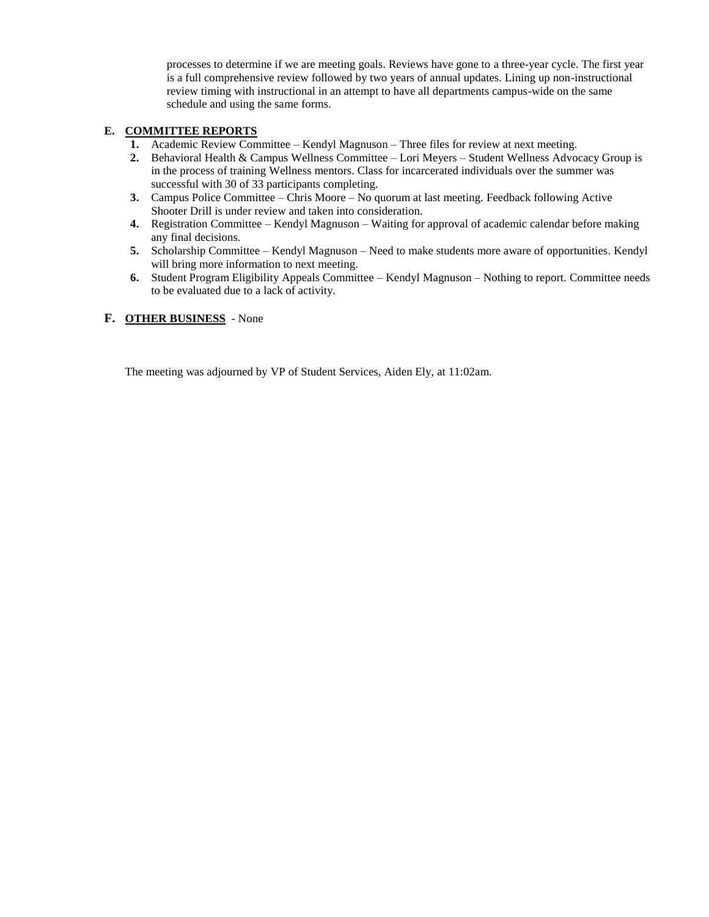processes to determine if we are meeting goals. Reviews have gone to a three-year cycle. The first year is a full comprehensive review followed by two years of annual updates. Lining up non-instructional review timing with instructional in an attempt to have all departments campus-wide on the same schedule and using the same forms.

**E. COMMITTEE REPORTS**

1. Academic Review Committee – Kendyl Magnuson – Three files for review at next meeting.
2. Behavioral Health & Campus Wellness Committee – Lori Meyers – Student Wellness Advocacy Group is in the process of training Wellness mentors. Class for incarcerated individuals over the summer was successful with 30 of 33 participants completing.
3. Campus Police Committee – Chris Moore – No quorum at last meeting. Feedback following Active Shooter Drill is under review and taken into consideration.
4. Registration Committee – Kendyl Magnuson – Waiting for approval of academic calendar before making any final decisions.
5. Scholarship Committee – Kendyl Magnuson – Need to make students more aware of opportunities. Kendyl will bring more information to next meeting.
6. Student Program Eligibility Appeals Committee – Kendyl Magnuson – Nothing to report. Committee needs to be evaluated due to a lack of activity.

**F. OTHER BUSINESS** - None

The meeting was adjourned by VP of Student Services, Aiden Ely, at 11:02am.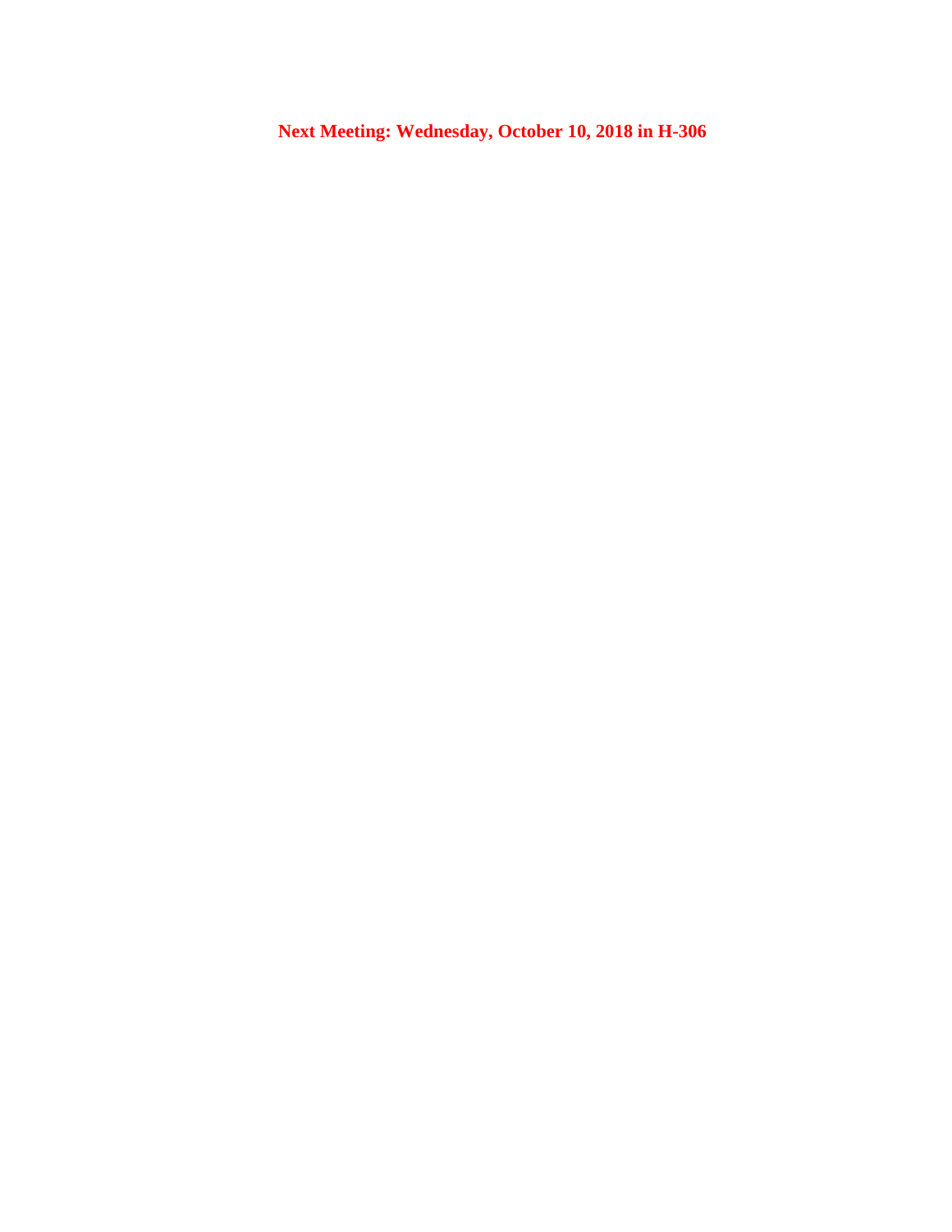**Next Meeting: Wednesday, October 10, 2018 in H-306**